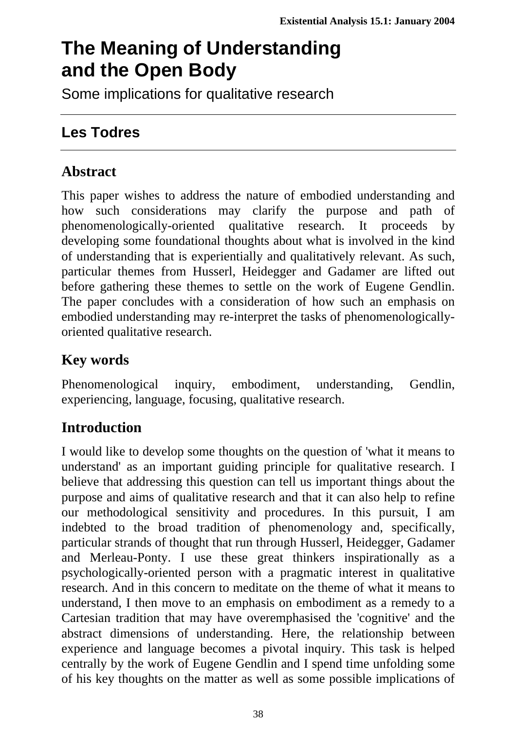# The Meaning of Understanding and the Open Body

Some implications for qualitative research

## Les Todres

## Abstract

This paper wishes to address the nature of embodied understanding and how such considerations may clarify the purpose and path of phenomenologically-oriented qualitative research. It proceeds by developing some foundational thoughts about what is involved in the kind of understanding that is experientially and qualitatively relevant. As such, particular themes from Husserl, Heidegger and Gadamer are lifted out before gathering these themes to settle on the work of Eugene Gendlin. The paper concludes with a consideration of how such an emphasis on embodied understanding may re-interpret the tasks of phenomenologically-oriented qualitative research.

## Key words

Phenomenological inquiry, embodiment, understanding, Gendlin, experiencing, language, focusing, qualitative research.

## Introduction

I would like to develop some thoughts on the question of 'what it means to understand' as an important guiding principle for qualitative research. I believe that addressing this question can tell us important things about the purpose and aims of qualitative research and that it can also help to refine our methodological sensitivity and procedures. In this pursuit, I am indebted to the broad tradition of phenomenology and, specifically, particular strands of thought that run through Husserl, Heidegger, Gadamer and Merleau-Ponty. I use these great thinkers inspirationally as a psychologically-oriented person with a pragmatic interest in qualitative research. And in this concern to meditate on the theme of what it means to understand, I then move to an emphasis on embodiment as a remedy to a Cartesian tradition that may have overemphasised the 'cognitive' and the abstract dimensions of understanding. Here, the relationship between experience and language becomes a pivotal inquiry. This task is helped centrally by the work of Eugene Gendlin and I spend time unfolding some of his key thoughts on the matter as well as some possible implications of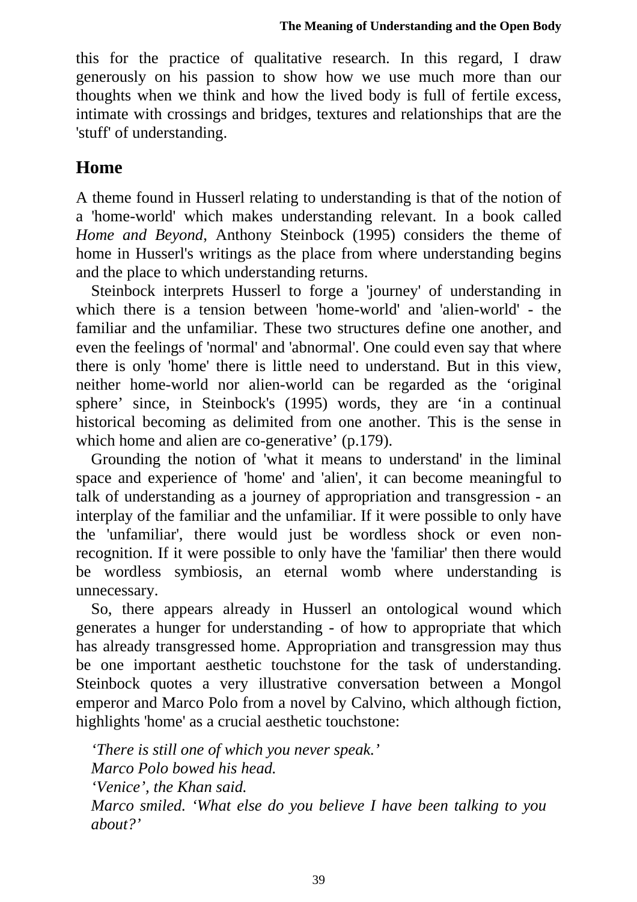this for the practice of qualitative research. In this regard, I draw generously on his passion to show how we use much more than our thoughts when we think and how the lived body is full of fertile excess, intimate with crossings and bridges, textures and relationships that are the 'stuff' of understanding.

## Home

A theme found in Husserl relating to understanding is that of the notion of a 'home-world' which makes understanding relevant. In a book called *Home and Beyond*, Anthony Steinbock (1995) considers the theme of home in Husserl's writings as the place from where understanding begins and the place to which understanding returns.

Steinbock interprets Husserl to forge a 'journey' of understanding in which there is a tension between 'home-world' and 'alien-world' - the familiar and the unfamiliar. These two structures define one another, and even the feelings of 'normal' and 'abnormal'. One could even say that where there is only 'home' there is little need to understand. But in this view, neither home-world nor alien-world can be regarded as the 'original sphere' since, in Steinbock's (1995) words, they are 'in a continual historical becoming as delimited from one another. This is the sense in which home and alien are co-generative' (p.179).

Grounding the notion of 'what it means to understand' in the liminal space and experience of 'home' and 'alien', it can become meaningful to talk of understanding as a journey of appropriation and transgression - an interplay of the familiar and the unfamiliar. If it were possible to only have the 'unfamiliar', there would just be wordless shock or even non-recognition. If it were possible to only have the 'familiar' then there would be wordless symbiosis, an eternal womb where understanding is unnecessary.

So, there appears already in Husserl an ontological wound which generates a hunger for understanding - of how to appropriate that which has already transgressed home. Appropriation and transgression may thus be one important aesthetic touchstone for the task of understanding. Steinbock quotes a very illustrative conversation between a Mongol emperor and Marco Polo from a novel by Calvino, which although fiction, highlights 'home' as a crucial aesthetic touchstone:

> *'There is still one of which you never speak.'*
> *Marco Polo bowed his head.*
> *'Venice', the Khan said.*
> *Marco smiled. 'What else do you believe I have been talking to you about?'*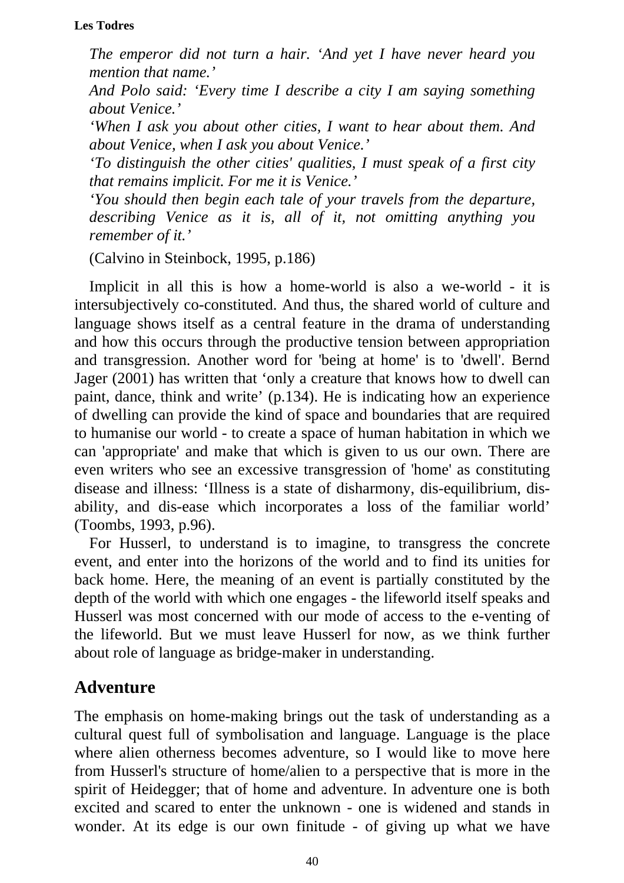*The emperor did not turn a hair. 'And yet I have never heard you mention that name.'*

*And Polo said: 'Every time I describe a city I am saying something about Venice.'*

*'When I ask you about other cities, I want to hear about them. And about Venice, when I ask you about Venice.'*

*'To distinguish the other cities' qualities, I must speak of a first city that remains implicit. For me it is Venice.'*

*'You should then begin each tale of your travels from the departure, describing Venice as it is, all of it, not omitting anything you remember of it.'*

(Calvino in Steinbock, 1995, p.186)

Implicit in all this is how a home-world is also a we-world - it is intersubjectively co-constituted. And thus, the shared world of culture and language shows itself as a central feature in the drama of understanding and how this occurs through the productive tension between appropriation and transgression. Another word for 'being at home' is to 'dwell'. Bernd Jager (2001) has written that 'only a creature that knows how to dwell can paint, dance, think and write' (p.134). He is indicating how an experience of dwelling can provide the kind of space and boundaries that are required to humanise our world - to create a space of human habitation in which we can 'appropriate' and make that which is given to us our own. There are even writers who see an excessive transgression of 'home' as constituting disease and illness: 'Illness is a state of disharmony, dis-equilibrium, dis-ability, and dis-ease which incorporates a loss of the familiar world' (Toombs, 1993, p.96).

For Husserl, to understand is to imagine, to transgress the concrete event, and enter into the horizons of the world and to find its unities for back home. Here, the meaning of an event is partially constituted by the depth of the world with which one engages - the lifeworld itself speaks and Husserl was most concerned with our mode of access to the e-venting of the lifeworld. But we must leave Husserl for now, as we think further about role of language as bridge-maker in understanding.

## Adventure

The emphasis on home-making brings out the task of understanding as a cultural quest full of symbolisation and language. Language is the place where alien otherness becomes adventure, so I would like to move here from Husserl's structure of home/alien to a perspective that is more in the spirit of Heidegger; that of home and adventure. In adventure one is both excited and scared to enter the unknown - one is widened and stands in wonder. At its edge is our own finitude - of giving up what we have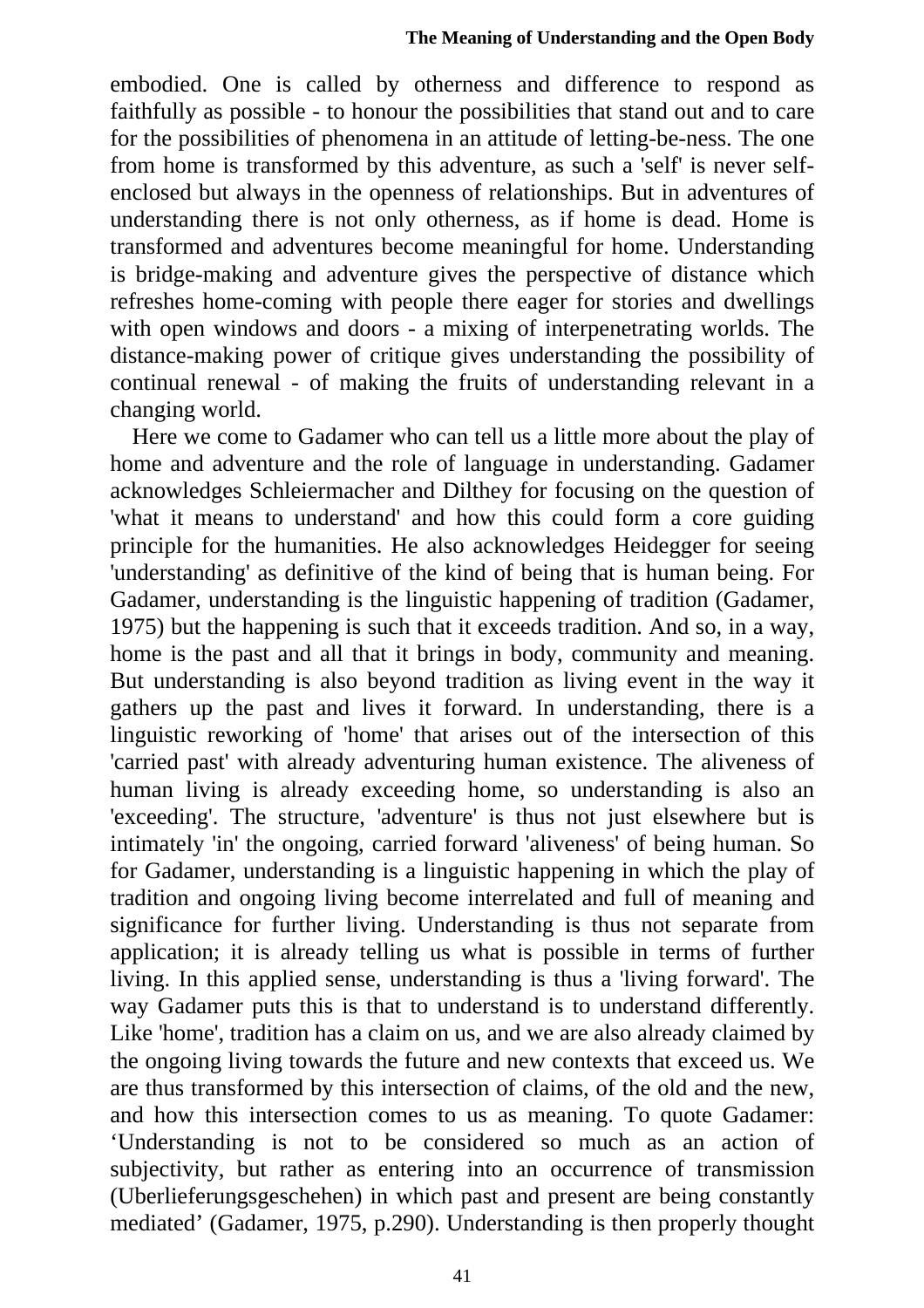embodied. One is called by otherness and difference to respond as faithfully as possible - to honour the possibilities that stand out and to care for the possibilities of phenomena in an attitude of letting-be-ness. The one from home is transformed by this adventure, as such a 'self' is never self-enclosed but always in the openness of relationships. But in adventures of understanding there is not only otherness, as if home is dead. Home is transformed and adventures become meaningful for home. Understanding is bridge-making and adventure gives the perspective of distance which refreshes home-coming with people there eager for stories and dwellings with open windows and doors - a mixing of interpenetrating worlds. The distance-making power of critique gives understanding the possibility of continual renewal - of making the fruits of understanding relevant in a changing world.

Here we come to Gadamer who can tell us a little more about the play of home and adventure and the role of language in understanding. Gadamer acknowledges Schleiermacher and Dilthey for focusing on the question of 'what it means to understand' and how this could form a core guiding principle for the humanities. He also acknowledges Heidegger for seeing 'understanding' as definitive of the kind of being that is human being. For Gadamer, understanding is the linguistic happening of tradition (Gadamer, 1975) but the happening is such that it exceeds tradition. And so, in a way, home is the past and all that it brings in body, community and meaning. But understanding is also beyond tradition as living event in the way it gathers up the past and lives it forward. In understanding, there is a linguistic reworking of 'home' that arises out of the intersection of this 'carried past' with already adventuring human existence. The aliveness of human living is already exceeding home, so understanding is also an 'exceeding'. The structure, 'adventure' is thus not just elsewhere but is intimately 'in' the ongoing, carried forward 'aliveness' of being human. So for Gadamer, understanding is a linguistic happening in which the play of tradition and ongoing living become interrelated and full of meaning and significance for further living. Understanding is thus not separate from application; it is already telling us what is possible in terms of further living. In this applied sense, understanding is thus a 'living forward'. The way Gadamer puts this is that to understand is to understand differently. Like 'home', tradition has a claim on us, and we are also already claimed by the ongoing living towards the future and new contexts that exceed us. We are thus transformed by this intersection of claims, of the old and the new, and how this intersection comes to us as meaning. To quote Gadamer: ‘Understanding is not to be considered so much as an action of subjectivity, but rather as entering into an occurrence of transmission (Uberlieferungsgeschehen) in which past and present are being constantly mediated’ (Gadamer, 1975, p.290). Understanding is then properly thought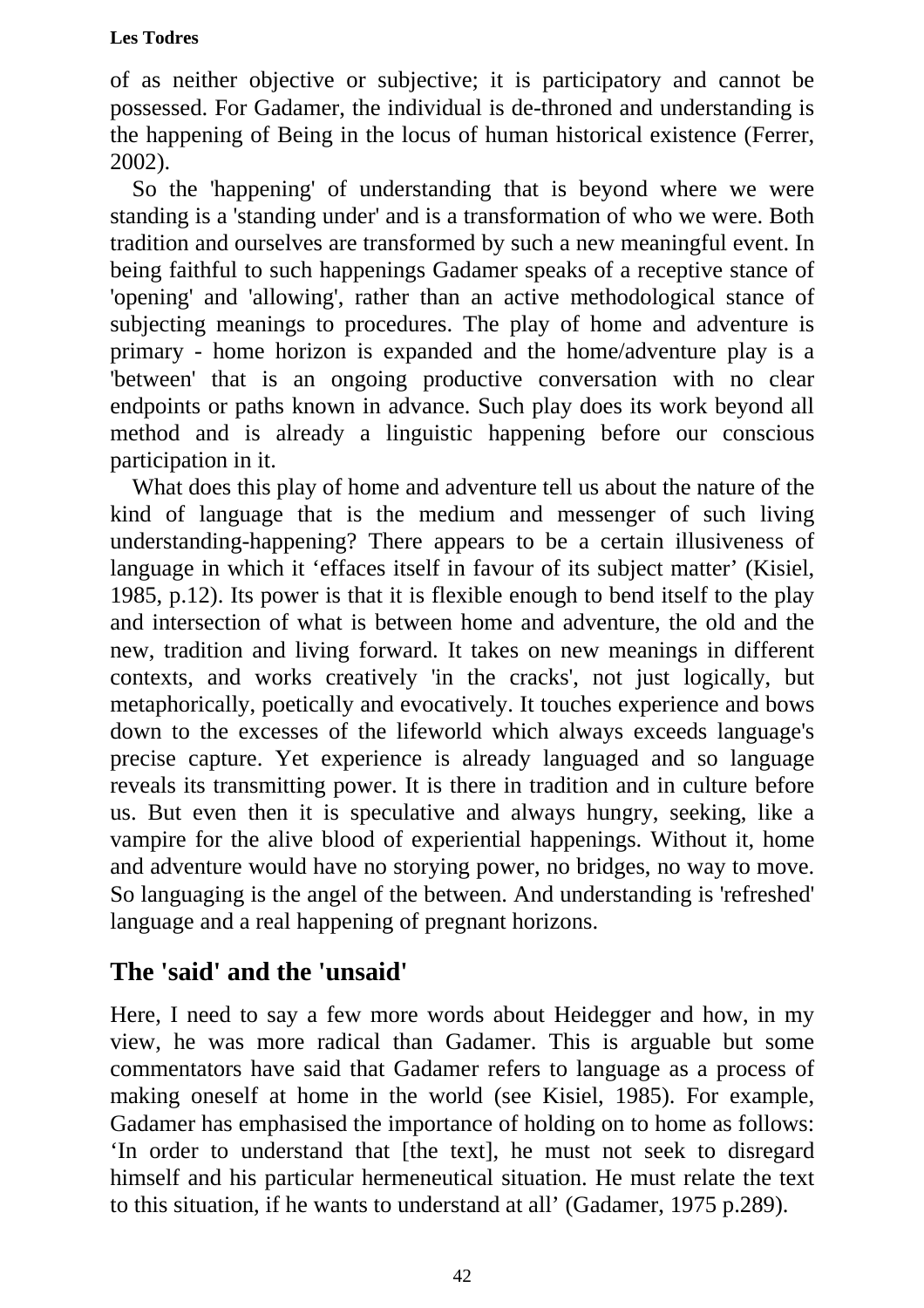of as neither objective or subjective; it is participatory and cannot be possessed. For Gadamer, the individual is de-throned and understanding is the happening of Being in the locus of human historical existence (Ferrer, 2002).

So the 'happening' of understanding that is beyond where we were standing is a 'standing under' and is a transformation of who we were. Both tradition and ourselves are transformed by such a new meaningful event. In being faithful to such happenings Gadamer speaks of a receptive stance of 'opening' and 'allowing', rather than an active methodological stance of subjecting meanings to procedures. The play of home and adventure is primary - home horizon is expanded and the home/adventure play is a 'between' that is an ongoing productive conversation with no clear endpoints or paths known in advance. Such play does its work beyond all method and is already a linguistic happening before our conscious participation in it.

What does this play of home and adventure tell us about the nature of the kind of language that is the medium and messenger of such living understanding-happening? There appears to be a certain illusiveness of language in which it ‘effaces itself in favour of its subject matter’ (Kisiel, 1985, p.12). Its power is that it is flexible enough to bend itself to the play and intersection of what is between home and adventure, the old and the new, tradition and living forward. It takes on new meanings in different contexts, and works creatively 'in the cracks', not just logically, but metaphorically, poetically and evocatively. It touches experience and bows down to the excesses of the lifeworld which always exceeds language's precise capture. Yet experience is already languaged and so language reveals its transmitting power. It is there in tradition and in culture before us. But even then it is speculative and always hungry, seeking, like a vampire for the alive blood of experiential happenings. Without it, home and adventure would have no storying power, no bridges, no way to move. So languaging is the angel of the between. And understanding is 'refreshed' language and a real happening of pregnant horizons.

## The 'said' and the 'unsaid'

Here, I need to say a few more words about Heidegger and how, in my view, he was more radical than Gadamer. This is arguable but some commentators have said that Gadamer refers to language as a process of making oneself at home in the world (see Kisiel, 1985). For example, Gadamer has emphasised the importance of holding on to home as follows: ‘In order to understand that [the text], he must not seek to disregard himself and his particular hermeneutical situation. He must relate the text to this situation, if he wants to understand at all’ (Gadamer, 1975 p.289).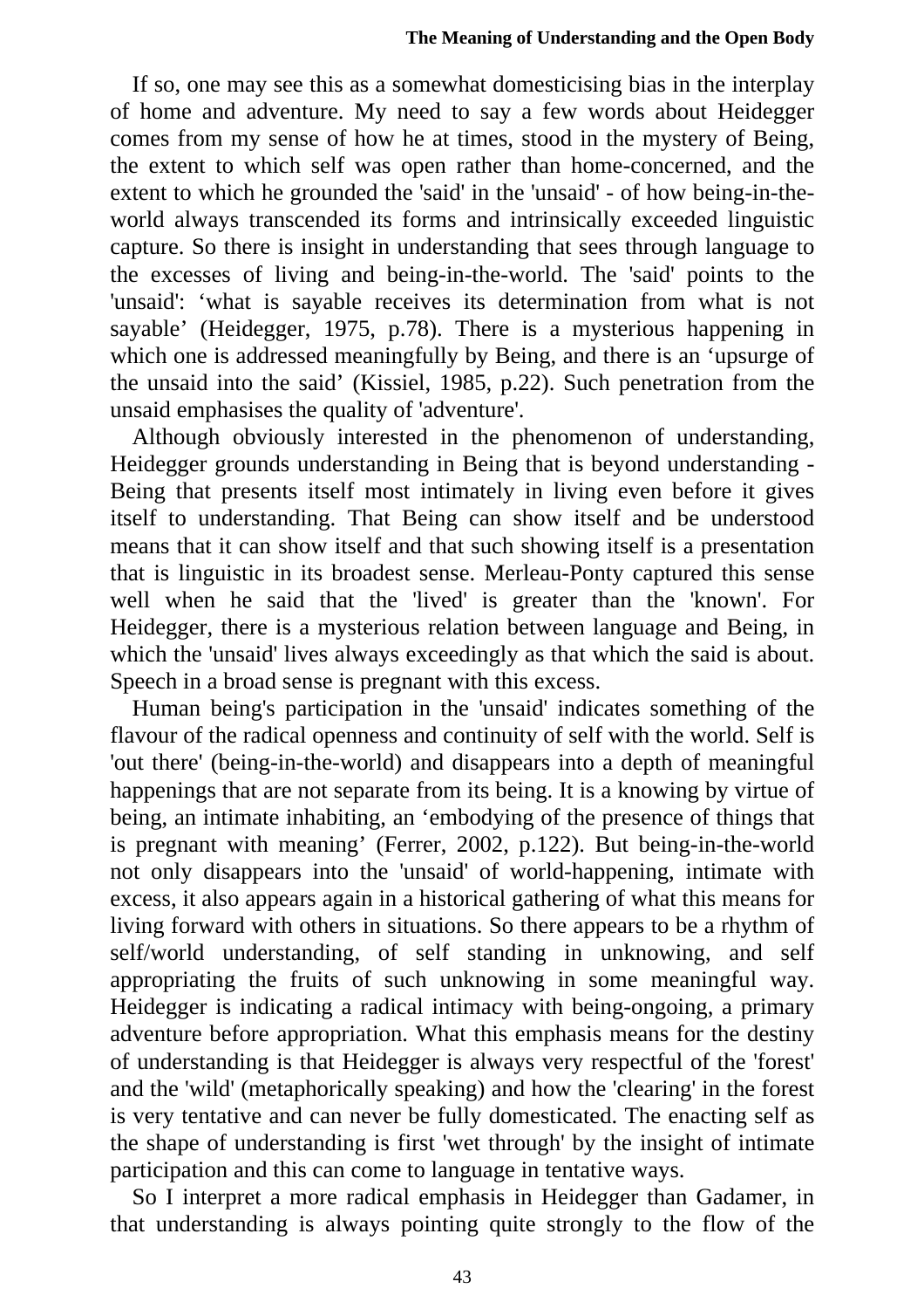If so, one may see this as a somewhat domesticising bias in the interplay of home and adventure. My need to say a few words about Heidegger comes from my sense of how he at times, stood in the mystery of Being, the extent to which self was open rather than home-concerned, and the extent to which he grounded the 'said' in the 'unsaid' - of how being-in-the-world always transcended its forms and intrinsically exceeded linguistic capture. So there is insight in understanding that sees through language to the excesses of living and being-in-the-world. The 'said' points to the 'unsaid': 'what is sayable receives its determination from what is not sayable' (Heidegger, 1975, p.78). There is a mysterious happening in which one is addressed meaningfully by Being, and there is an 'upsurge of the unsaid into the said' (Kissiel, 1985, p.22). Such penetration from the unsaid emphasises the quality of 'adventure'.

Although obviously interested in the phenomenon of understanding, Heidegger grounds understanding in Being that is beyond understanding - Being that presents itself most intimately in living even before it gives itself to understanding. That Being can show itself and be understood means that it can show itself and that such showing itself is a presentation that is linguistic in its broadest sense. Merleau-Ponty captured this sense well when he said that the 'lived' is greater than the 'known'. For Heidegger, there is a mysterious relation between language and Being, in which the 'unsaid' lives always exceedingly as that which the said is about. Speech in a broad sense is pregnant with this excess.

Human being's participation in the 'unsaid' indicates something of the flavour of the radical openness and continuity of self with the world. Self is 'out there' (being-in-the-world) and disappears into a depth of meaningful happenings that are not separate from its being. It is a knowing by virtue of being, an intimate inhabiting, an 'embodying of the presence of things that is pregnant with meaning' (Ferrer, 2002, p.122). But being-in-the-world not only disappears into the 'unsaid' of world-happening, intimate with excess, it also appears again in a historical gathering of what this means for living forward with others in situations. So there appears to be a rhythm of self/world understanding, of self standing in unknowing, and self appropriating the fruits of such unknowing in some meaningful way. Heidegger is indicating a radical intimacy with being-ongoing, a primary adventure before appropriation. What this emphasis means for the destiny of understanding is that Heidegger is always very respectful of the 'forest' and the 'wild' (metaphorically speaking) and how the 'clearing' in the forest is very tentative and can never be fully domesticated. The enacting self as the shape of understanding is first 'wet through' by the insight of intimate participation and this can come to language in tentative ways.

So I interpret a more radical emphasis in Heidegger than Gadamer, in that understanding is always pointing quite strongly to the flow of the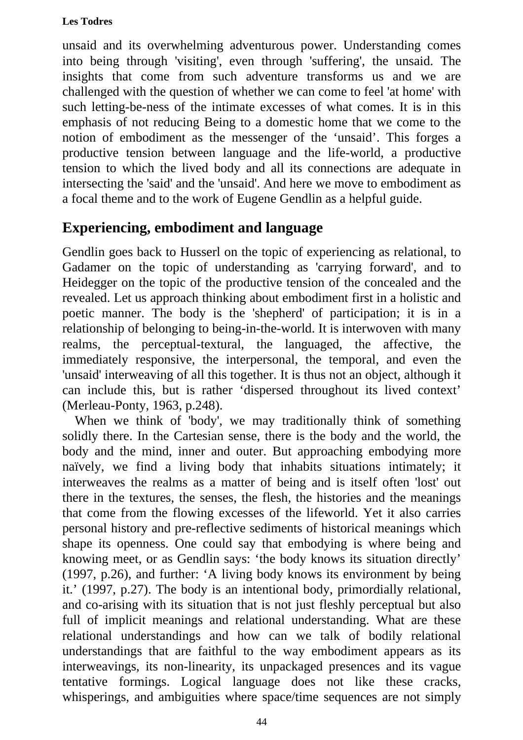unsaid and its overwhelming adventurous power. Understanding comes into being through 'visiting', even through 'suffering', the unsaid. The insights that come from such adventure transforms us and we are challenged with the question of whether we can come to feel 'at home' with such letting-be-ness of the intimate excesses of what comes. It is in this emphasis of not reducing Being to a domestic home that we come to the notion of embodiment as the messenger of the ‘unsaid’. This forges a productive tension between language and the life-world, a productive tension to which the lived body and all its connections are adequate in intersecting the 'said' and the 'unsaid'. And here we move to embodiment as a focal theme and to the work of Eugene Gendlin as a helpful guide.

## Experiencing, embodiment and language

Gendlin goes back to Husserl on the topic of experiencing as relational, to Gadamer on the topic of understanding as 'carrying forward', and to Heidegger on the topic of the productive tension of the concealed and the revealed. Let us approach thinking about embodiment first in a holistic and poetic manner. The body is the 'shepherd' of participation; it is in a relationship of belonging to being-in-the-world. It is interwoven with many realms, the perceptual-textural, the languaged, the affective, the immediately responsive, the interpersonal, the temporal, and even the 'unsaid' interweaving of all this together. It is thus not an object, although it can include this, but is rather ‘dispersed throughout its lived context’ (Merleau-Ponty, 1963, p.248).

When we think of 'body', we may traditionally think of something solidly there. In the Cartesian sense, there is the body and the world, the body and the mind, inner and outer. But approaching embodying more naïvely, we find a living body that inhabits situations intimately; it interweaves the realms as a matter of being and is itself often 'lost' out there in the textures, the senses, the flesh, the histories and the meanings that come from the flowing excesses of the lifeworld. Yet it also carries personal history and pre-reflective sediments of historical meanings which shape its openness. One could say that embodying is where being and knowing meet, or as Gendlin says: ‘the body knows its situation directly’ (1997, p.26), and further: ‘A living body knows its environment by being it.’ (1997, p.27). The body is an intentional body, primordially relational, and co-arising with its situation that is not just fleshly perceptual but also full of implicit meanings and relational understanding. What are these relational understandings and how can we talk of bodily relational understandings that are faithful to the way embodiment appears as its interweavings, its non-linearity, its unpackaged presences and its vague tentative formings. Logical language does not like these cracks, whisperings, and ambiguities where space/time sequences are not simply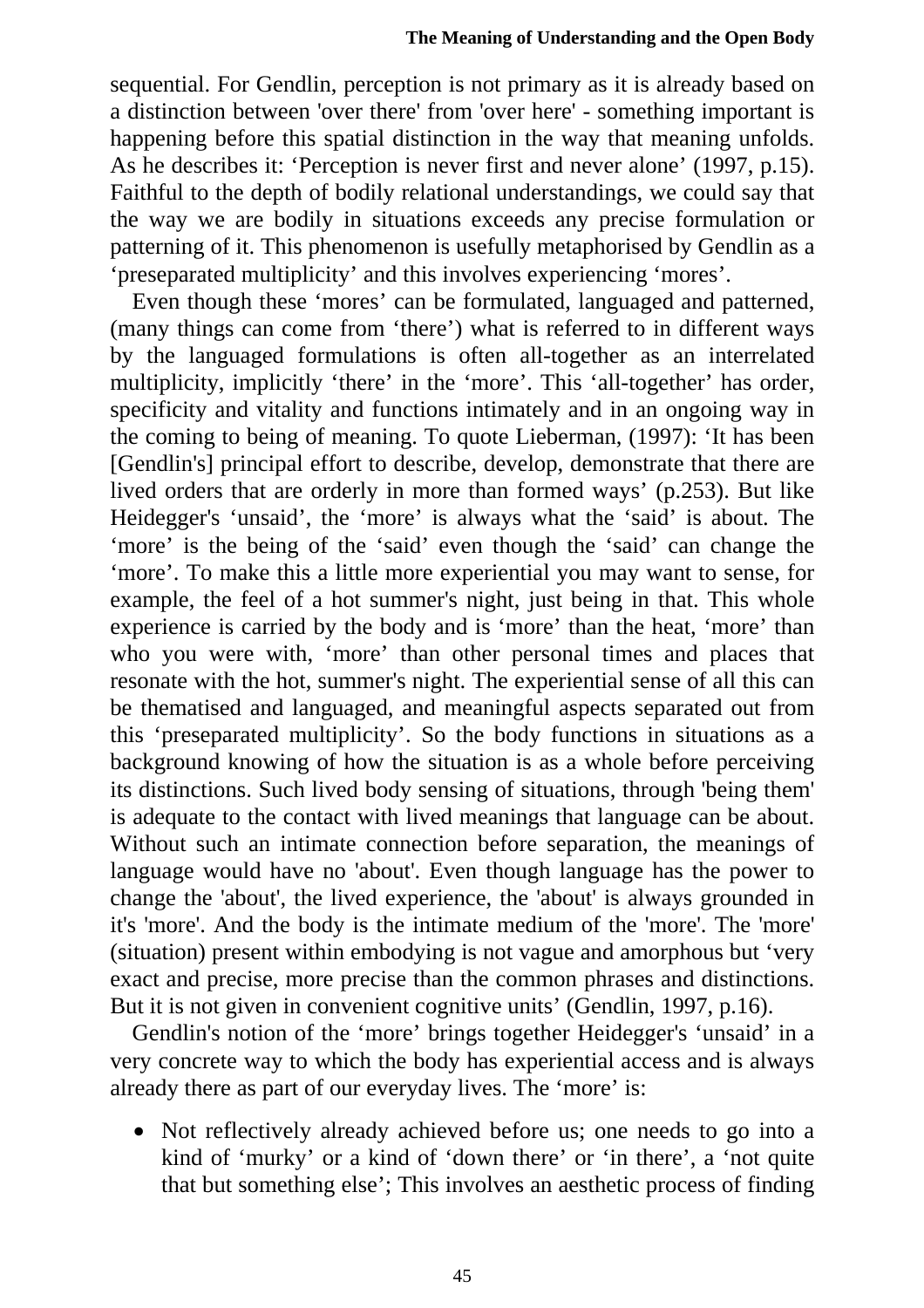sequential. For Gendlin, perception is not primary as it is already based on a distinction between 'over there' from 'over here' - something important is happening before this spatial distinction in the way that meaning unfolds. As he describes it: ‘Perception is never first and never alone’ (1997, p.15). Faithful to the depth of bodily relational understandings, we could say that the way we are bodily in situations exceeds any precise formulation or patterning of it. This phenomenon is usefully metaphorised by Gendlin as a ‘preseparated multiplicity’ and this involves experiencing ‘mores’.

Even though these ‘mores’ can be formulated, languaged and patterned, (many things can come from ‘there’) what is referred to in different ways by the languaged formulations is often all-together as an interrelated multiplicity, implicitly ‘there’ in the ‘more’. This ‘all-together’ has order, specificity and vitality and functions intimately and in an ongoing way in the coming to being of meaning. To quote Lieberman, (1997): ‘It has been [Gendlin's] principal effort to describe, develop, demonstrate that there are lived orders that are orderly in more than formed ways’ (p.253). But like Heidegger's ‘unsaid’, the ‘more’ is always what the ‘said’ is about. The ‘more’ is the being of the ‘said’ even though the ‘said’ can change the ‘more’. To make this a little more experiential you may want to sense, for example, the feel of a hot summer's night, just being in that. This whole experience is carried by the body and is ‘more’ than the heat, ‘more’ than who you were with, ‘more’ than other personal times and places that resonate with the hot, summer's night. The experiential sense of all this can be thematised and languaged, and meaningful aspects separated out from this ‘preseparated multiplicity’. So the body functions in situations as a background knowing of how the situation is as a whole before perceiving its distinctions. Such lived body sensing of situations, through 'being them' is adequate to the contact with lived meanings that language can be about. Without such an intimate connection before separation, the meanings of language would have no 'about'. Even though language has the power to change the 'about', the lived experience, the 'about' is always grounded in it's 'more'. And the body is the intimate medium of the 'more'. The 'more' (situation) present within embodying is not vague and amorphous but ‘very exact and precise, more precise than the common phrases and distinctions. But it is not given in convenient cognitive units’ (Gendlin, 1997, p.16).

Gendlin's notion of the ‘more’ brings together Heidegger's ‘unsaid’ in a very concrete way to which the body has experiential access and is always already there as part of our everyday lives. The ‘more’ is:

- Not reflectively already achieved before us; one needs to go into a kind of ‘murky’ or a kind of ‘down there’ or ‘in there’, a ‘not quite that but something else’; This involves an aesthetic process of finding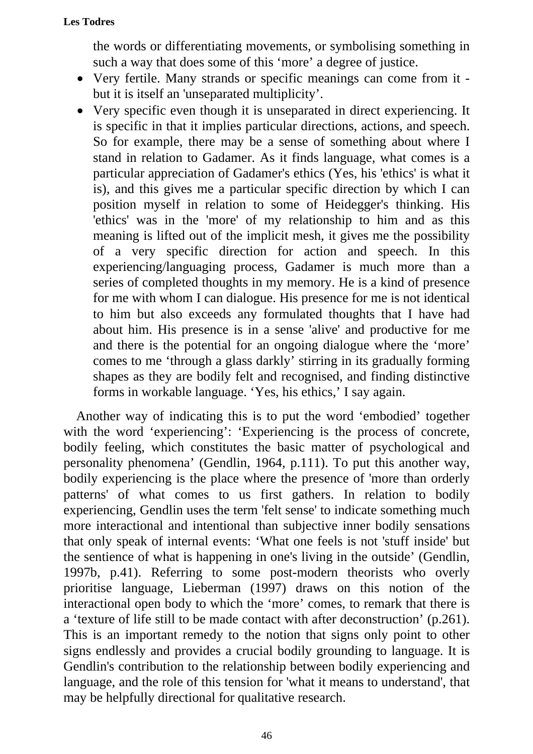the words or differentiating movements, or symbolising something in such a way that does some of this ‘more’ a degree of justice.

- Very fertile. Many strands or specific meanings can come from it - but it is itself an 'unseparated multiplicity’.
- Very specific even though it is unseparated in direct experiencing. It is specific in that it implies particular directions, actions, and speech. So for example, there may be a sense of something about where I stand in relation to Gadamer. As it finds language, what comes is a particular appreciation of Gadamer's ethics (Yes, his 'ethics' is what it is), and this gives me a particular specific direction by which I can position myself in relation to some of Heidegger's thinking. His 'ethics' was in the 'more' of my relationship to him and as this meaning is lifted out of the implicit mesh, it gives me the possibility of a very specific direction for action and speech. In this experiencing/languaging process, Gadamer is much more than a series of completed thoughts in my memory. He is a kind of presence for me with whom I can dialogue. His presence for me is not identical to him but also exceeds any formulated thoughts that I have had about him. His presence is in a sense 'alive' and productive for me and there is the potential for an ongoing dialogue where the ‘more’ comes to me ‘through a glass darkly’ stirring in its gradually forming shapes as they are bodily felt and recognised, and finding distinctive forms in workable language. ‘Yes, his ethics,’ I say again.

Another way of indicating this is to put the word ‘embodied’ together with the word ‘experiencing’: ‘Experiencing is the process of concrete, bodily feeling, which constitutes the basic matter of psychological and personality phenomena’ (Gendlin, 1964, p.111). To put this another way, bodily experiencing is the place where the presence of 'more than orderly patterns' of what comes to us first gathers. In relation to bodily experiencing, Gendlin uses the term 'felt sense' to indicate something much more interactional and intentional than subjective inner bodily sensations that only speak of internal events: ‘What one feels is not 'stuff inside' but the sentience of what is happening in one's living in the outside’ (Gendlin, 1997b, p.41). Referring to some post-modern theorists who overly prioritise language, Lieberman (1997) draws on this notion of the interactional open body to which the ‘more’ comes, to remark that there is a ‘texture of life still to be made contact with after deconstruction’ (p.261). This is an important remedy to the notion that signs only point to other signs endlessly and provides a crucial bodily grounding to language. It is Gendlin's contribution to the relationship between bodily experiencing and language, and the role of this tension for 'what it means to understand', that may be helpfully directional for qualitative research.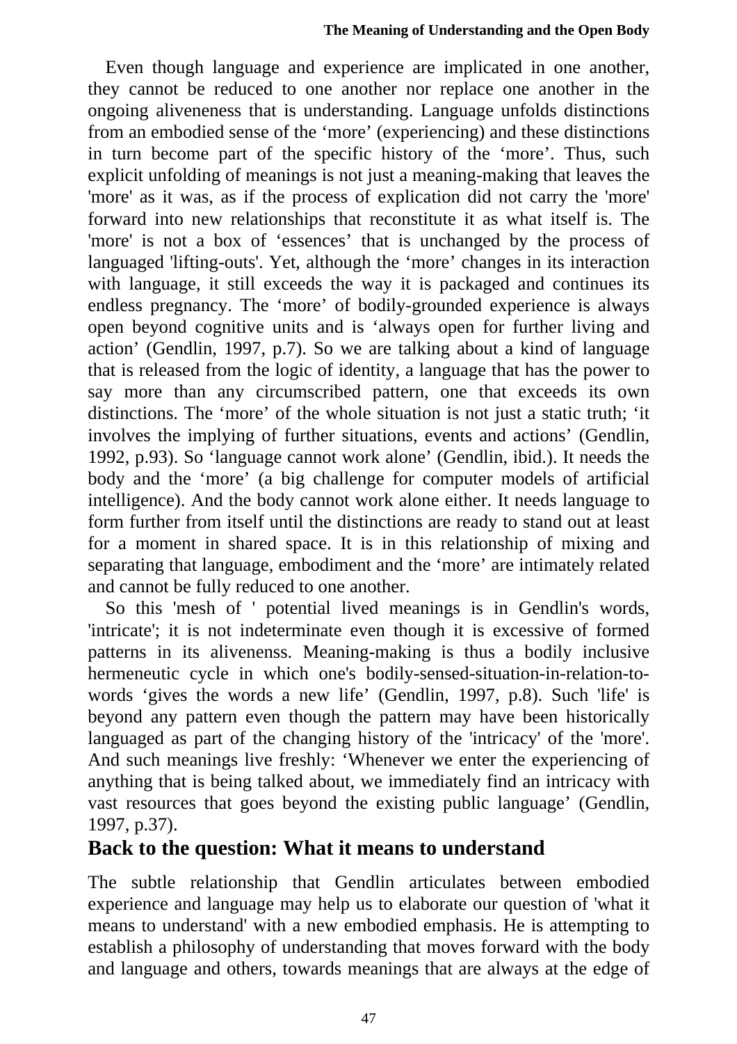Even though language and experience are implicated in one another, they cannot be reduced to one another nor replace one another in the ongoing aliveneness that is understanding. Language unfolds distinctions from an embodied sense of the ‘more’ (experiencing) and these distinctions in turn become part of the specific history of the ‘more’. Thus, such explicit unfolding of meanings is not just a meaning-making that leaves the 'more' as it was, as if the process of explication did not carry the 'more' forward into new relationships that reconstitute it as what itself is. The 'more' is not a box of ‘essences’ that is unchanged by the process of languaged 'lifting-outs'. Yet, although the ‘more’ changes in its interaction with language, it still exceeds the way it is packaged and continues its endless pregnancy. The ‘more’ of bodily-grounded experience is always open beyond cognitive units and is ‘always open for further living and action’ (Gendlin, 1997, p.7). So we are talking about a kind of language that is released from the logic of identity, a language that has the power to say more than any circumscribed pattern, one that exceeds its own distinctions. The ‘more’ of the whole situation is not just a static truth; ‘it involves the implying of further situations, events and actions’ (Gendlin, 1992, p.93). So ‘language cannot work alone’ (Gendlin, ibid.). It needs the body and the ‘more’ (a big challenge for computer models of artificial intelligence). And the body cannot work alone either. It needs language to form further from itself until the distinctions are ready to stand out at least for a moment in shared space. It is in this relationship of mixing and separating that language, embodiment and the ‘more’ are intimately related and cannot be fully reduced to one another.

So this 'mesh of ' potential lived meanings is in Gendlin's words, 'intricate'; it is not indeterminate even though it is excessive of formed patterns in its alivenenss. Meaning-making is thus a bodily inclusive hermeneutic cycle in which one's bodily-sensed-situation-in-relation-to-words ‘gives the words a new life’ (Gendlin, 1997, p.8). Such 'life' is beyond any pattern even though the pattern may have been historically languaged as part of the changing history of the 'intricacy' of the 'more'. And such meanings live freshly: ‘Whenever we enter the experiencing of anything that is being talked about, we immediately find an intricacy with vast resources that goes beyond the existing public language’ (Gendlin, 1997, p.37).

## Back to the question: What it means to understand

The subtle relationship that Gendlin articulates between embodied experience and language may help us to elaborate our question of 'what it means to understand' with a new embodied emphasis. He is attempting to establish a philosophy of understanding that moves forward with the body and language and others, towards meanings that are always at the edge of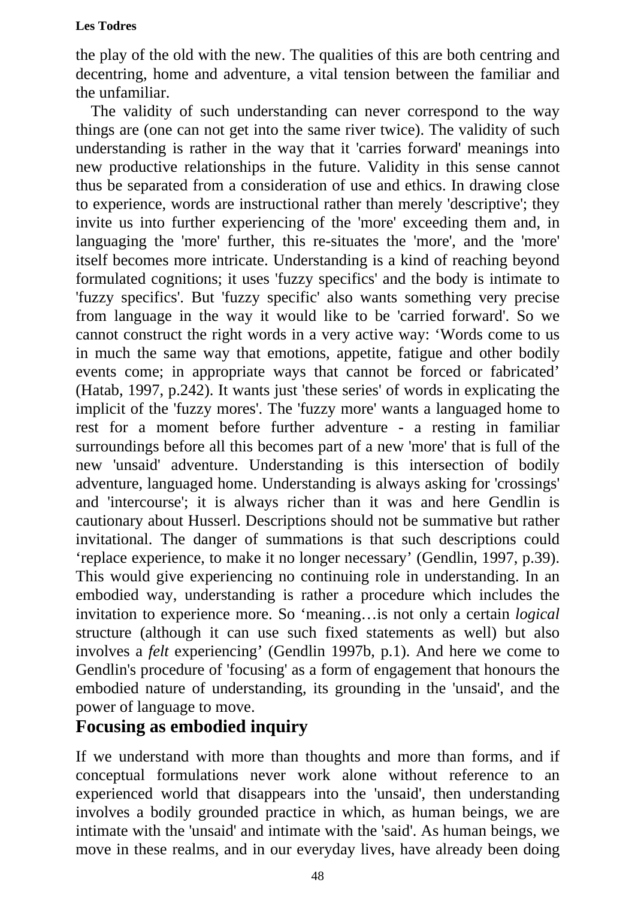the play of the old with the new. The qualities of this are both centring and decentring, home and adventure, a vital tension between the familiar and the unfamiliar.

The validity of such understanding can never correspond to the way things are (one can not get into the same river twice). The validity of such understanding is rather in the way that it 'carries forward' meanings into new productive relationships in the future. Validity in this sense cannot thus be separated from a consideration of use and ethics. In drawing close to experience, words are instructional rather than merely 'descriptive'; they invite us into further experiencing of the 'more' exceeding them and, in languaging the 'more' further, this re-situates the 'more', and the 'more' itself becomes more intricate. Understanding is a kind of reaching beyond formulated cognitions; it uses 'fuzzy specifics' and the body is intimate to 'fuzzy specifics'. But 'fuzzy specific' also wants something very precise from language in the way it would like to be 'carried forward'. So we cannot construct the right words in a very active way: ‘Words come to us in much the same way that emotions, appetite, fatigue and other bodily events come; in appropriate ways that cannot be forced or fabricated’ (Hatab, 1997, p.242). It wants just 'these series' of words in explicating the implicit of the 'fuzzy mores'. The 'fuzzy more' wants a languaged home to rest for a moment before further adventure - a resting in familiar surroundings before all this becomes part of a new 'more' that is full of the new 'unsaid' adventure. Understanding is this intersection of bodily adventure, languaged home. Understanding is always asking for 'crossings' and 'intercourse'; it is always richer than it was and here Gendlin is cautionary about Husserl. Descriptions should not be summative but rather invitational. The danger of summations is that such descriptions could ‘replace experience, to make it no longer necessary’ (Gendlin, 1997, p.39). This would give experiencing no continuing role in understanding. In an embodied way, understanding is rather a procedure which includes the invitation to experience more. So ‘meaning…is not only a certain *logical* structure (although it can use such fixed statements as well) but also involves a *felt* experiencing’ (Gendlin 1997b, p.1). And here we come to Gendlin's procedure of 'focusing' as a form of engagement that honours the embodied nature of understanding, its grounding in the 'unsaid', and the power of language to move.

## Focusing as embodied inquiry

If we understand with more than thoughts and more than forms, and if conceptual formulations never work alone without reference to an experienced world that disappears into the 'unsaid', then understanding involves a bodily grounded practice in which, as human beings, we are intimate with the 'unsaid' and intimate with the 'said'. As human beings, we move in these realms, and in our everyday lives, have already been doing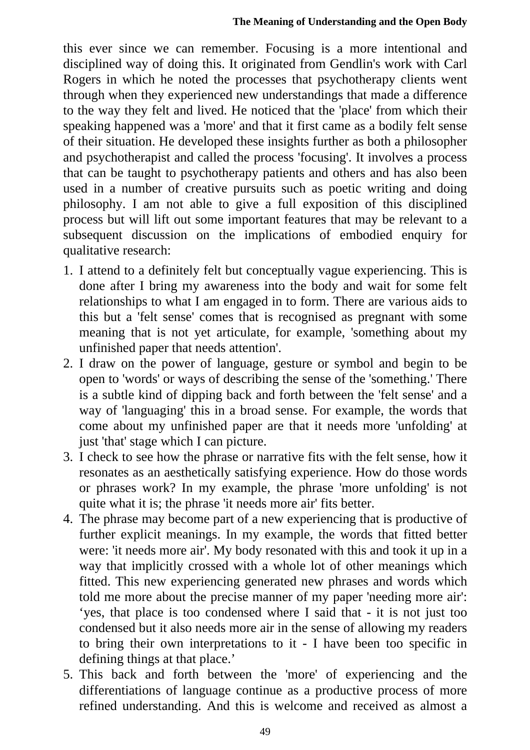this ever since we can remember. Focusing is a more intentional and disciplined way of doing this. It originated from Gendlin's work with Carl Rogers in which he noted the processes that psychotherapy clients went through when they experienced new understandings that made a difference to the way they felt and lived. He noticed that the 'place' from which their speaking happened was a 'more' and that it first came as a bodily felt sense of their situation. He developed these insights further as both a philosopher and psychotherapist and called the process 'focusing'. It involves a process that can be taught to psychotherapy patients and others and has also been used in a number of creative pursuits such as poetic writing and doing philosophy. I am not able to give a full exposition of this disciplined process but will lift out some important features that may be relevant to a subsequent discussion on the implications of embodied enquiry for qualitative research:

1. I attend to a definitely felt but conceptually vague experiencing. This is done after I bring my awareness into the body and wait for some felt relationships to what I am engaged in to form. There are various aids to this but a 'felt sense' comes that is recognised as pregnant with some meaning that is not yet articulate, for example, 'something about my unfinished paper that needs attention'.
2. I draw on the power of language, gesture or symbol and begin to be open to 'words' or ways of describing the sense of the 'something.' There is a subtle kind of dipping back and forth between the 'felt sense' and a way of 'languaging' this in a broad sense. For example, the words that come about my unfinished paper are that it needs more 'unfolding' at just 'that' stage which I can picture.
3. I check to see how the phrase or narrative fits with the felt sense, how it resonates as an aesthetically satisfying experience. How do those words or phrases work? In my example, the phrase 'more unfolding' is not quite what it is; the phrase 'it needs more air' fits better.
4. The phrase may become part of a new experiencing that is productive of further explicit meanings. In my example, the words that fitted better were: 'it needs more air'. My body resonated with this and took it up in a way that implicitly crossed with a whole lot of other meanings which fitted. This new experiencing generated new phrases and words which told me more about the precise manner of my paper 'needing more air': ‘yes, that place is too condensed where I said that - it is not just too condensed but it also needs more air in the sense of allowing my readers to bring their own interpretations to it - I have been too specific in defining things at that place.’
5. This back and forth between the 'more' of experiencing and the differentiations of language continue as a productive process of more refined understanding. And this is welcome and received as almost a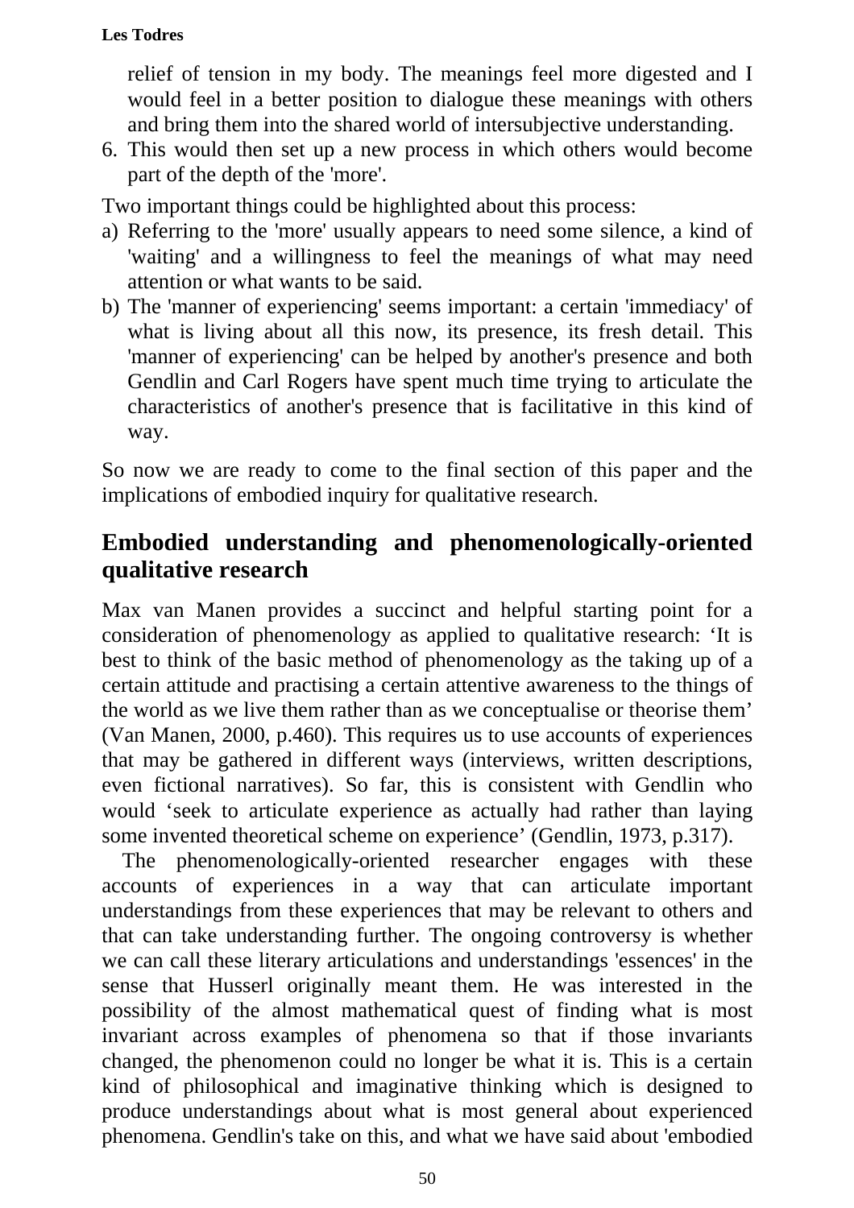relief of tension in my body. The meanings feel more digested and I would feel in a better position to dialogue these meanings with others and bring them into the shared world of intersubjective understanding.

6. This would then set up a new process in which others would become part of the depth of the 'more'.

Two important things could be highlighted about this process:

a) Referring to the 'more' usually appears to need some silence, a kind of 'waiting' and a willingness to feel the meanings of what may need attention or what wants to be said.
b) The 'manner of experiencing' seems important: a certain 'immediacy' of what is living about all this now, its presence, its fresh detail. This 'manner of experiencing' can be helped by another's presence and both Gendlin and Carl Rogers have spent much time trying to articulate the characteristics of another's presence that is facilitative in this kind of way.

So now we are ready to come to the final section of this paper and the implications of embodied inquiry for qualitative research.

## Embodied understanding and phenomenologically-oriented qualitative research

Max van Manen provides a succinct and helpful starting point for a consideration of phenomenology as applied to qualitative research: 'It is best to think of the basic method of phenomenology as the taking up of a certain attitude and practising a certain attentive awareness to the things of the world as we live them rather than as we conceptualise or theorise them' (Van Manen, 2000, p.460). This requires us to use accounts of experiences that may be gathered in different ways (interviews, written descriptions, even fictional narratives). So far, this is consistent with Gendlin who would 'seek to articulate experience as actually had rather than laying some invented theoretical scheme on experience' (Gendlin, 1973, p.317).

The phenomenologically-oriented researcher engages with these accounts of experiences in a way that can articulate important understandings from these experiences that may be relevant to others and that can take understanding further. The ongoing controversy is whether we can call these literary articulations and understandings 'essences' in the sense that Husserl originally meant them. He was interested in the possibility of the almost mathematical quest of finding what is most invariant across examples of phenomena so that if those invariants changed, the phenomenon could no longer be what it is. This is a certain kind of philosophical and imaginative thinking which is designed to produce understandings about what is most general about experienced phenomena. Gendlin's take on this, and what we have said about 'embodied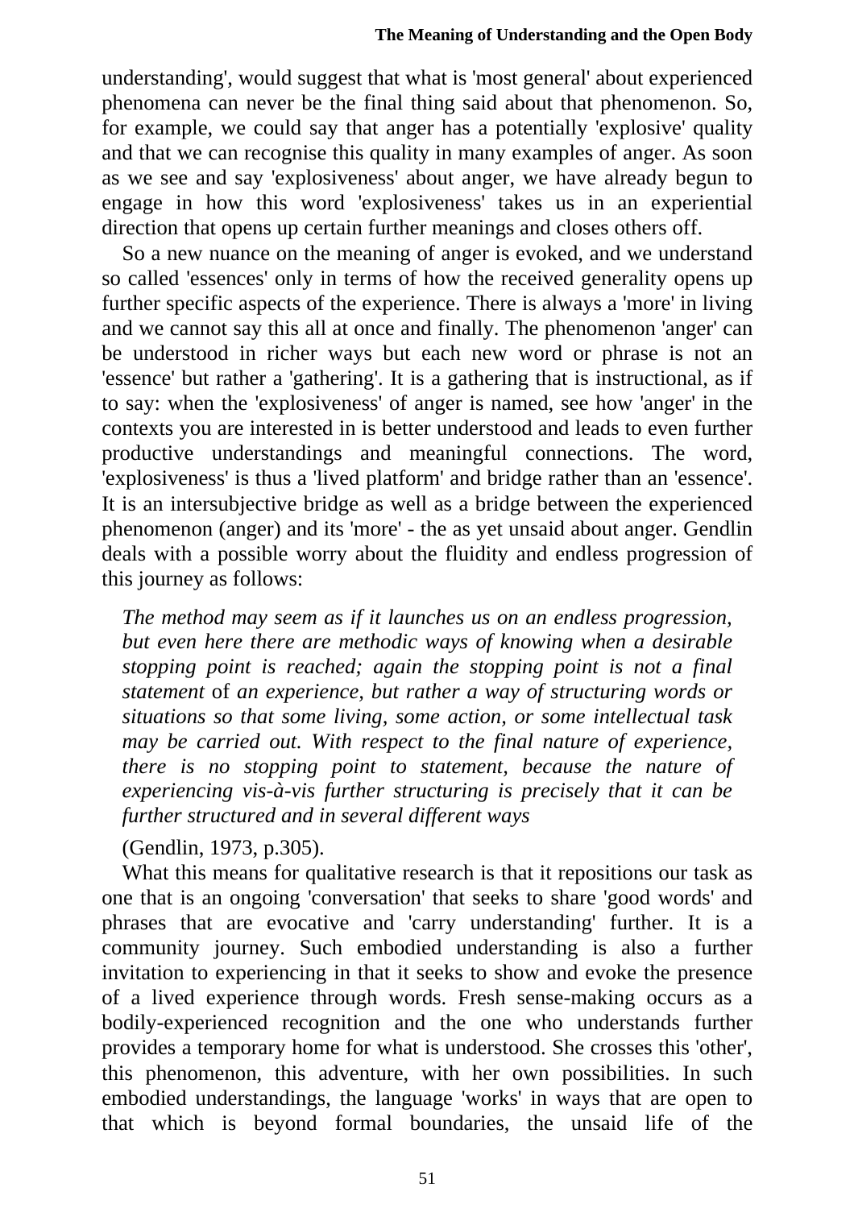understanding', would suggest that what is 'most general' about experienced phenomena can never be the final thing said about that phenomenon. So, for example, we could say that anger has a potentially 'explosive' quality and that we can recognise this quality in many examples of anger. As soon as we see and say 'explosiveness' about anger, we have already begun to engage in how this word 'explosiveness' takes us in an experiential direction that opens up certain further meanings and closes others off.

So a new nuance on the meaning of anger is evoked, and we understand so called 'essences' only in terms of how the received generality opens up further specific aspects of the experience. There is always a 'more' in living and we cannot say this all at once and finally. The phenomenon 'anger' can be understood in richer ways but each new word or phrase is not an 'essence' but rather a 'gathering'. It is a gathering that is instructional, as if to say: when the 'explosiveness' of anger is named, see how 'anger' in the contexts you are interested in is better understood and leads to even further productive understandings and meaningful connections. The word, 'explosiveness' is thus a 'lived platform' and bridge rather than an 'essence'. It is an intersubjective bridge as well as a bridge between the experienced phenomenon (anger) and its 'more' - the as yet unsaid about anger. Gendlin deals with a possible worry about the fluidity and endless progression of this journey as follows:

> *The method may seem as if it launches us on an endless progression, but even here there are methodic ways of knowing when a desirable stopping point is reached; again the stopping point is not a final statement* of *an experience, but rather a way of structuring words or situations so that some living, some action, or some intellectual task may be carried out. With respect to the final nature of experience, there is no stopping point to statement, because the nature of experiencing vis-à-vis further structuring is precisely that it can be further structured and in several different ways*
>
> (Gendlin, 1973, p.305).

What this means for qualitative research is that it repositions our task as one that is an ongoing 'conversation' that seeks to share 'good words' and phrases that are evocative and 'carry understanding' further. It is a community journey. Such embodied understanding is also a further invitation to experiencing in that it seeks to show and evoke the presence of a lived experience through words. Fresh sense-making occurs as a bodily-experienced recognition and the one who understands further provides a temporary home for what is understood. She crosses this 'other', this phenomenon, this adventure, with her own possibilities. In such embodied understandings, the language 'works' in ways that are open to that which is beyond formal boundaries, the unsaid life of the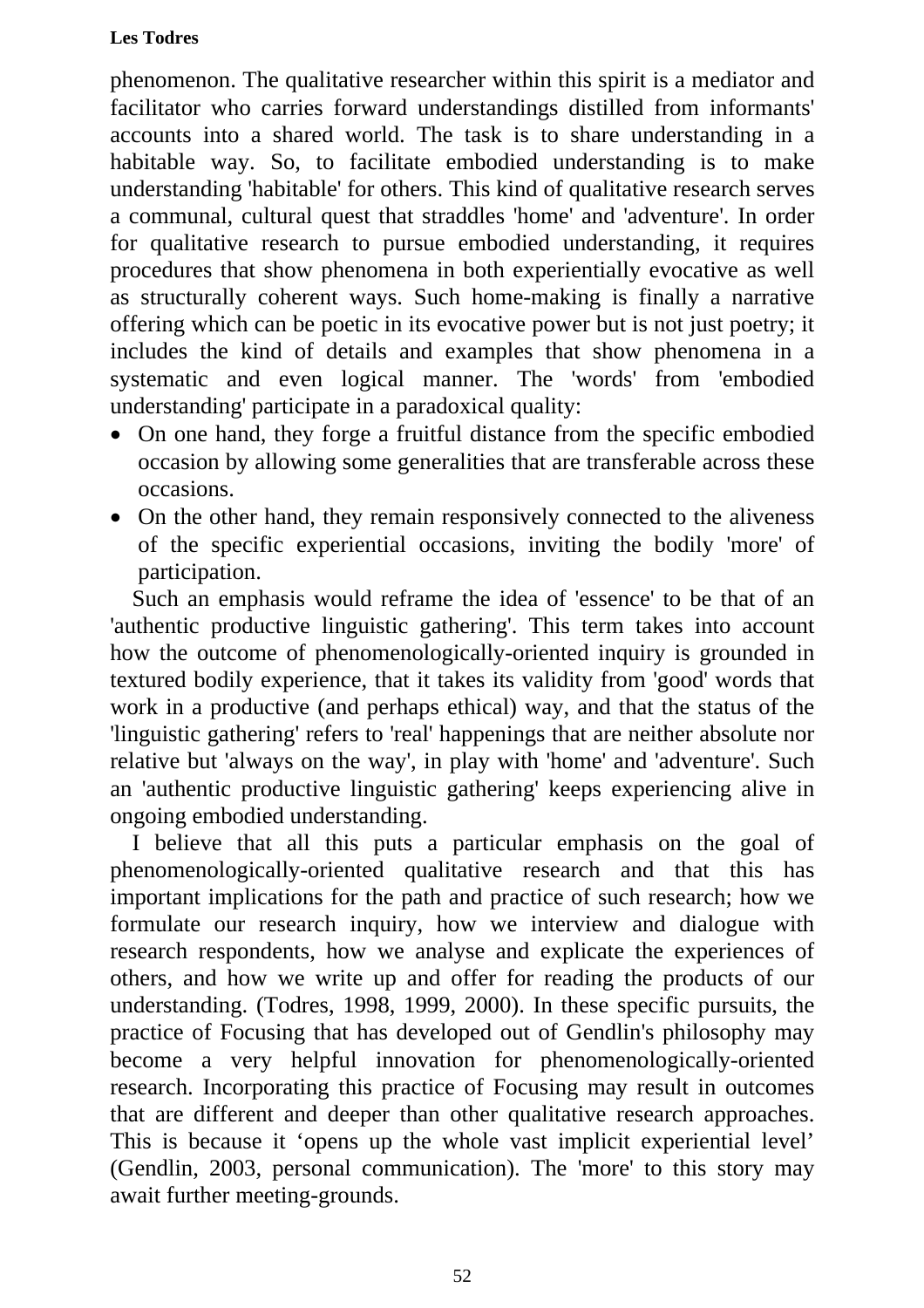phenomenon. The qualitative researcher within this spirit is a mediator and facilitator who carries forward understandings distilled from informants' accounts into a shared world. The task is to share understanding in a habitable way. So, to facilitate embodied understanding is to make understanding 'habitable' for others. This kind of qualitative research serves a communal, cultural quest that straddles 'home' and 'adventure'. In order for qualitative research to pursue embodied understanding, it requires procedures that show phenomena in both experientially evocative as well as structurally coherent ways. Such home-making is finally a narrative offering which can be poetic in its evocative power but is not just poetry; it includes the kind of details and examples that show phenomena in a systematic and even logical manner. The 'words' from 'embodied understanding' participate in a paradoxical quality:

- On one hand, they forge a fruitful distance from the specific embodied occasion by allowing some generalities that are transferable across these occasions.
- On the other hand, they remain responsively connected to the aliveness of the specific experiential occasions, inviting the bodily 'more' of participation.

Such an emphasis would reframe the idea of 'essence' to be that of an 'authentic productive linguistic gathering'. This term takes into account how the outcome of phenomenologically-oriented inquiry is grounded in textured bodily experience, that it takes its validity from 'good' words that work in a productive (and perhaps ethical) way, and that the status of the 'linguistic gathering' refers to 'real' happenings that are neither absolute nor relative but 'always on the way', in play with 'home' and 'adventure'. Such an 'authentic productive linguistic gathering' keeps experiencing alive in ongoing embodied understanding.

I believe that all this puts a particular emphasis on the goal of phenomenologically-oriented qualitative research and that this has important implications for the path and practice of such research; how we formulate our research inquiry, how we interview and dialogue with research respondents, how we analyse and explicate the experiences of others, and how we write up and offer for reading the products of our understanding. (Todres, 1998, 1999, 2000). In these specific pursuits, the practice of Focusing that has developed out of Gendlin's philosophy may become a very helpful innovation for phenomenologically-oriented research. Incorporating this practice of Focusing may result in outcomes that are different and deeper than other qualitative research approaches. This is because it 'opens up the whole vast implicit experiential level' (Gendlin, 2003, personal communication). The 'more' to this story may await further meeting-grounds.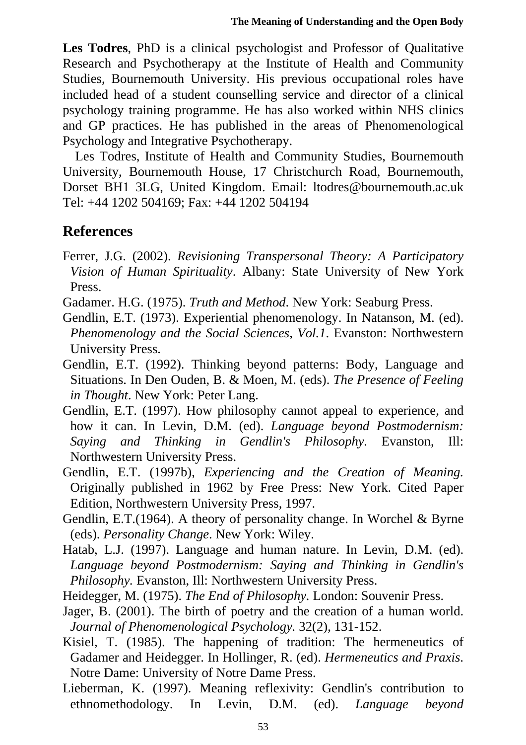**Les Todres**, PhD is a clinical psychologist and Professor of Qualitative Research and Psychotherapy at the Institute of Health and Community Studies, Bournemouth University. His previous occupational roles have included head of a student counselling service and director of a clinical psychology training programme. He has also worked within NHS clinics and GP practices. He has published in the areas of Phenomenological Psychology and Integrative Psychotherapy.

Les Todres, Institute of Health and Community Studies, Bournemouth University, Bournemouth House, 17 Christchurch Road, Bournemouth, Dorset BH1 3LG, United Kingdom. Email: ltodres@bournemouth.ac.uk Tel: +44 1202 504169; Fax: +44 1202 504194

## References

Ferrer, J.G. (2002). *Revisioning Transpersonal Theory: A Participatory Vision of Human Spirituality*. Albany: State University of New York Press.

Gadamer. H.G. (1975). *Truth and Method*. New York: Seaburg Press.

Gendlin, E.T. (1973). Experiential phenomenology. In Natanson, M. (ed). *Phenomenology and the Social Sciences, Vol.1*. Evanston: Northwestern University Press.

Gendlin, E.T. (1992). Thinking beyond patterns: Body, Language and Situations. In Den Ouden, B. & Moen, M. (eds). *The Presence of Feeling in Thought*. New York: Peter Lang.

Gendlin, E.T. (1997). How philosophy cannot appeal to experience, and how it can. In Levin, D.M. (ed). *Language beyond Postmodernism: Saying and Thinking in Gendlin's Philosophy.* Evanston, Ill: Northwestern University Press.

Gendlin, E.T. (1997b), *Experiencing and the Creation of Meaning.* Originally published in 1962 by Free Press: New York. Cited Paper Edition, Northwestern University Press, 1997.

Gendlin, E.T.(1964). A theory of personality change. In Worchel & Byrne (eds). *Personality Change*. New York: Wiley.

Hatab, L.J. (1997). Language and human nature. In Levin, D.M. (ed). *Language beyond Postmodernism: Saying and Thinking in Gendlin's Philosophy.* Evanston, Ill: Northwestern University Press.

Heidegger, M. (1975). *The End of Philosophy*. London: Souvenir Press.

Jager, B. (2001). The birth of poetry and the creation of a human world. *Journal of Phenomenological Psychology.* 32(2), 131-152.

Kisiel, T. (1985). The happening of tradition: The hermeneutics of Gadamer and Heidegger. In Hollinger, R. (ed). *Hermeneutics and Praxis*. Notre Dame: University of Notre Dame Press.

Lieberman, K. (1997). Meaning reflexivity: Gendlin's contribution to ethnomethodology. In Levin, D.M. (ed). *Language beyond*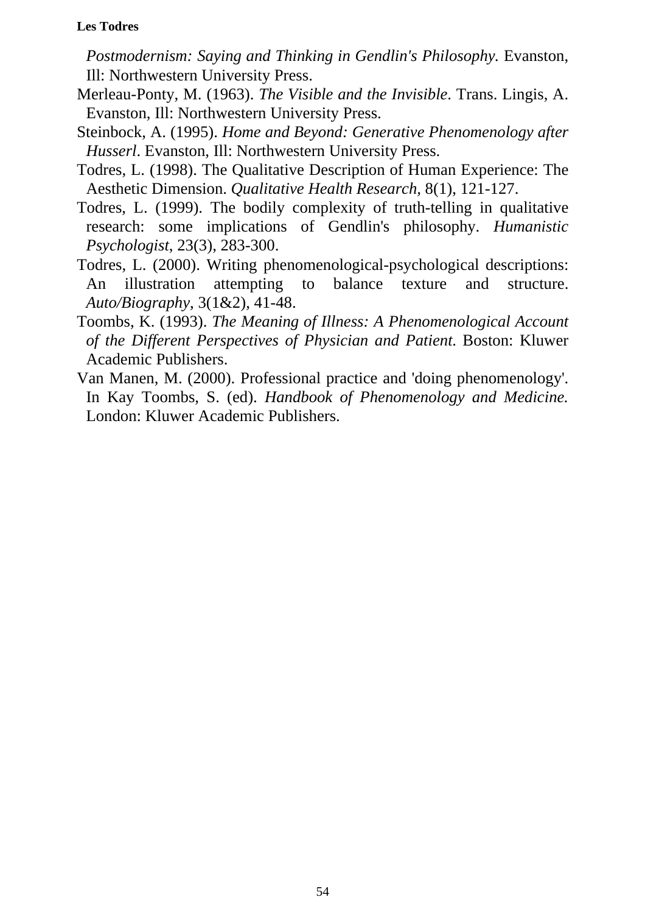*Postmodernism: Saying and Thinking in Gendlin's Philosophy.* Evanston, Ill: Northwestern University Press.

Merleau-Ponty, M. (1963). *The Visible and the Invisible*. Trans. Lingis, A. Evanston, Ill: Northwestern University Press.

Steinbock, A. (1995). *Home and Beyond: Generative Phenomenology after Husserl*. Evanston, Ill: Northwestern University Press.

Todres, L. (1998). The Qualitative Description of Human Experience: The Aesthetic Dimension. *Qualitative Health Research*, 8(1), 121-127.

Todres, L. (1999). The bodily complexity of truth-telling in qualitative research: some implications of Gendlin's philosophy. *Humanistic Psychologist*, 23(3), 283-300.

Todres, L. (2000). Writing phenomenological-psychological descriptions: An illustration attempting to balance texture and structure. *Auto/Biography*, 3(1&2), 41-48.

Toombs, K. (1993). *The Meaning of Illness: A Phenomenological Account of the Different Perspectives of Physician and Patient.* Boston: Kluwer Academic Publishers.

Van Manen, M. (2000). Professional practice and 'doing phenomenology'. In Kay Toombs, S. (ed). *Handbook of Phenomenology and Medicine.* London: Kluwer Academic Publishers.